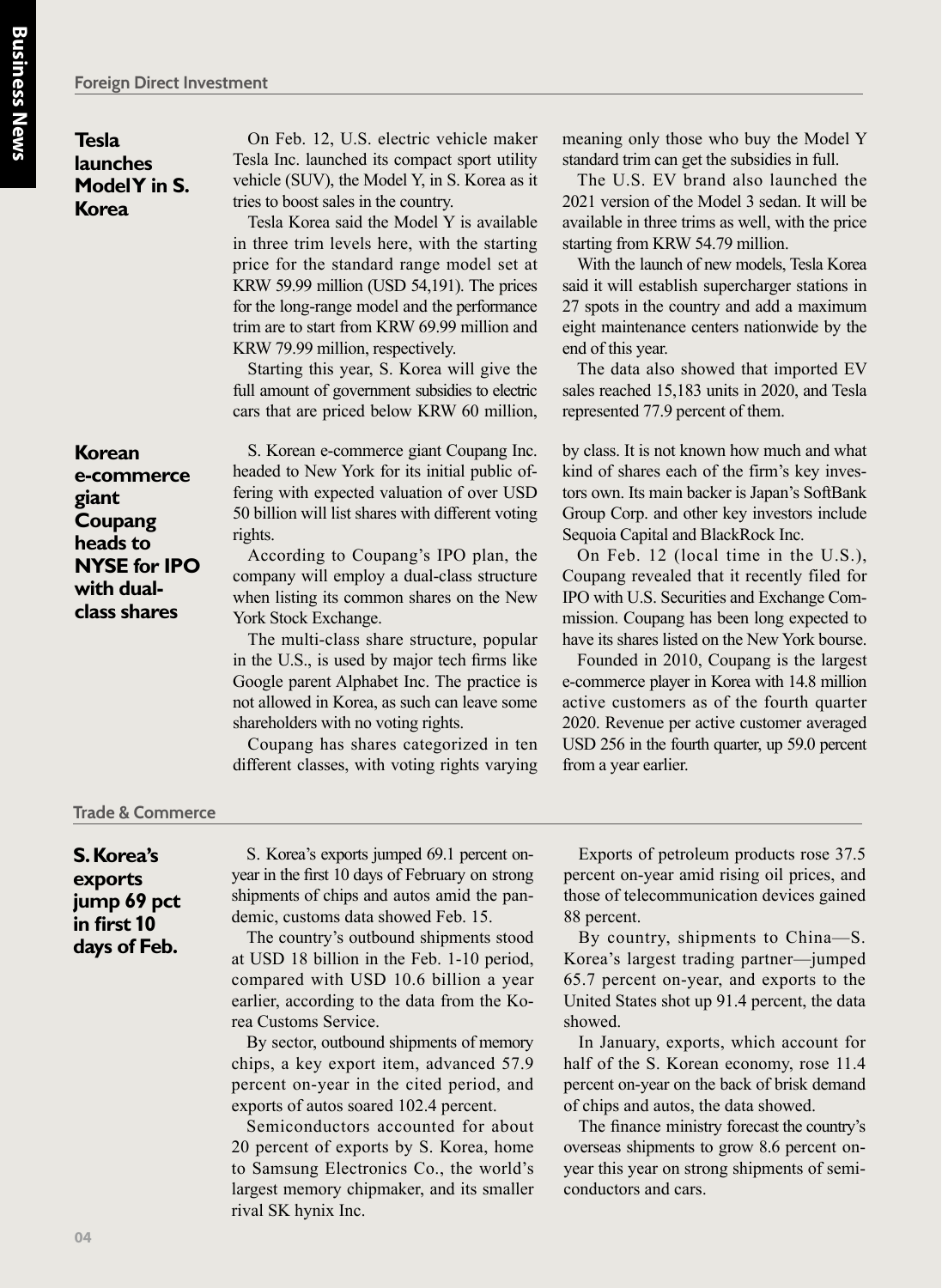## Foreign Direct Investment

### Tesla launches Model Y in S. Korea

On Feb. 12, U.S. electric vehicle maker Tesla Inc. launched its compact sport utility vehicle (SUV), the Model Y, in S. Korea as it tries to boost sales in the country.

Tesla Korea said the Model Y is available in three trim levels here, with the starting price for the standard range model set at KRW 59.99 million (USD 54,191). The prices for the long-range model and the performance trim are to start from KRW 69.99 million and KRW 79.99 million, respectively.

Starting this year, S. Korea will give the full amount of government subsidies to electric cars that are priced below KRW 60 million, meaning only those who buy the Model Y standard trim can get the subsidies in full.

The U.S. EV brand also launched the 2021 version of the Model 3 sedan. It will be available in three trims as well, with the price starting from KRW 54.79 million.

With the launch of new models, Tesla Korea said it will establish supercharger stations in 27 spots in the country and add a maximum eight maintenance centers nationwide by the end of this year.

The data also showed that imported EV sales reached 15,183 units in 2020, and Tesla represented 77.9 percent of them.

### Korean e-commerce giant Coupang heads to NYSE for IPO with dual-class shares

S. Korean e-commerce giant Coupang Inc. headed to New York for its initial public offering with expected valuation of over USD 50 billion will list shares with different voting rights.

According to Coupang's IPO plan, the company will employ a dual-class structure when listing its common shares on the New York Stock Exchange.

The multi-class share structure, popular in the U.S., is used by major tech firms like Google parent Alphabet Inc. The practice is not allowed in Korea, as such can leave some shareholders with no voting rights.

Coupang has shares categorized in ten different classes, with voting rights varying by class. It is not known how much and what kind of shares each of the firm's key investors own. Its main backer is Japan's SoftBank Group Corp. and other key investors include Sequoia Capital and BlackRock Inc.

On Feb. 12 (local time in the U.S.), Coupang revealed that it recently filed for IPO with U.S. Securities and Exchange Commission. Coupang has been long expected to have its shares listed on the New York bourse.

Founded in 2010, Coupang is the largest e-commerce player in Korea with 14.8 million active customers as of the fourth quarter 2020. Revenue per active customer averaged USD 256 in the fourth quarter, up 59.0 percent from a year earlier.

## Trade & Commerce

### S. Korea's exports jump 69 pct in first 10 days of Feb.

S. Korea's exports jumped 69.1 percent on-year in the first 10 days of February on strong shipments of chips and autos amid the pandemic, customs data showed Feb. 15.

The country's outbound shipments stood at USD 18 billion in the Feb. 1-10 period, compared with USD 10.6 billion a year earlier, according to the data from the Korea Customs Service.

By sector, outbound shipments of memory chips, a key export item, advanced 57.9 percent on-year in the cited period, and exports of autos soared 102.4 percent.

Semiconductors accounted for about 20 percent of exports by S. Korea, home to Samsung Electronics Co., the world's largest memory chipmaker, and its smaller rival SK hynix Inc.

Exports of petroleum products rose 37.5 percent on-year amid rising oil prices, and those of telecommunication devices gained 88 percent.

By country, shipments to China—S. Korea's largest trading partner—jumped 65.7 percent on-year, and exports to the United States shot up 91.4 percent, the data showed.

In January, exports, which account for half of the S. Korean economy, rose 11.4 percent on-year on the back of brisk demand of chips and autos, the data showed.

The finance ministry forecast the country's overseas shipments to grow 8.6 percent on-year this year on strong shipments of semiconductors and cars.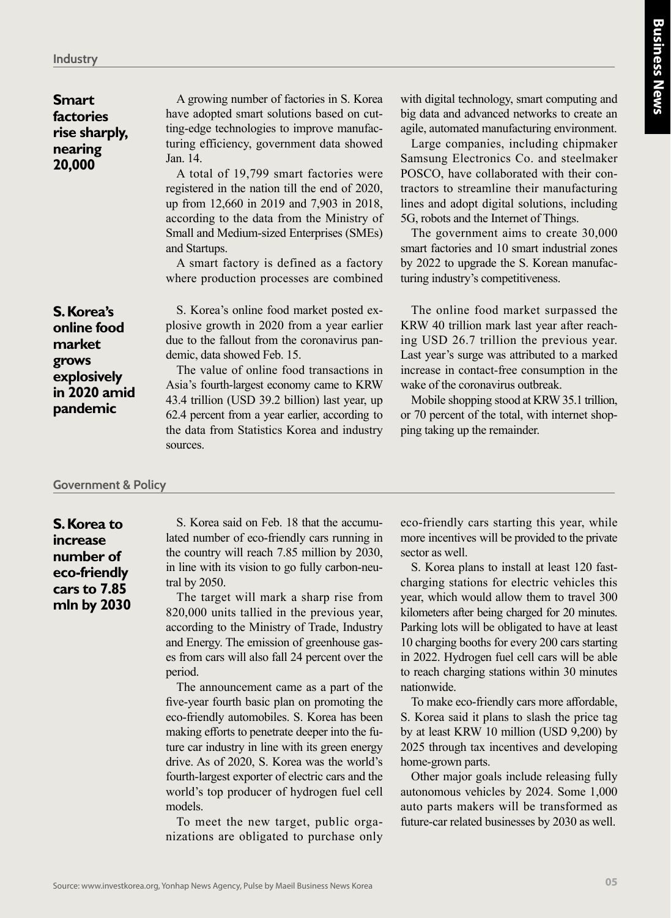## Industry

### Smart factories rise sharply, nearing 20,000

A growing number of factories in S. Korea have adopted smart solutions based on cutting-edge technologies to improve manufacturing efficiency, government data showed Jan. 14.

A total of 19,799 smart factories were registered in the nation till the end of 2020, up from 12,660 in 2019 and 7,903 in 2018, according to the data from the Ministry of Small and Medium-sized Enterprises (SMEs) and Startups.

A smart factory is defined as a factory where production processes are combined with digital technology, smart computing and big data and advanced networks to create an agile, automated manufacturing environment.

Large companies, including chipmaker Samsung Electronics Co. and steelmaker POSCO, have collaborated with their contractors to streamline their manufacturing lines and adopt digital solutions, including 5G, robots and the Internet of Things.

The government aims to create 30,000 smart factories and 10 smart industrial zones by 2022 to upgrade the S. Korean manufacturing industry's competitiveness.

### S. Korea's online food market grows explosively in 2020 amid pandemic

S. Korea's online food market posted explosive growth in 2020 from a year earlier due to the fallout from the coronavirus pandemic, data showed Feb. 15.

The value of online food transactions in Asia's fourth-largest economy came to KRW 43.4 trillion (USD 39.2 billion) last year, up 62.4 percent from a year earlier, according to the data from Statistics Korea and industry sources.

The online food market surpassed the KRW 40 trillion mark last year after reaching USD 26.7 trillion the previous year. Last year's surge was attributed to a marked increase in contact-free consumption in the wake of the coronavirus outbreak.

Mobile shopping stood at KRW 35.1 trillion, or 70 percent of the total, with internet shopping taking up the remainder.

## Government & Policy

### S. Korea to increase number of eco-friendly cars to 7.85 mln by 2030

S. Korea said on Feb. 18 that the accumulated number of eco-friendly cars running in the country will reach 7.85 million by 2030, in line with its vision to go fully carbon-neutral by 2050.

The target will mark a sharp rise from 820,000 units tallied in the previous year, according to the Ministry of Trade, Industry and Energy. The emission of greenhouse gases from cars will also fall 24 percent over the period.

The announcement came as a part of the five-year fourth basic plan on promoting the eco-friendly automobiles. S. Korea has been making efforts to penetrate deeper into the future car industry in line with its green energy drive. As of 2020, S. Korea was the world's fourth-largest exporter of electric cars and the world's top producer of hydrogen fuel cell models.

To meet the new target, public organizations are obligated to purchase only eco-friendly cars starting this year, while more incentives will be provided to the private sector as well.

S. Korea plans to install at least 120 fast-charging stations for electric vehicles this year, which would allow them to travel 300 kilometers after being charged for 20 minutes. Parking lots will be obligated to have at least 10 charging booths for every 200 cars starting in 2022. Hydrogen fuel cell cars will be able to reach charging stations within 30 minutes nationwide.

To make eco-friendly cars more affordable, S. Korea said it plans to slash the price tag by at least KRW 10 million (USD 9,200) by 2025 through tax incentives and developing home-grown parts.

Other major goals include releasing fully autonomous vehicles by 2024. Some 1,000 auto parts makers will be transformed as future-car related businesses by 2030 as well.

Source: www.investkorea.org, Yonhap News Agency, Pulse by Maeil Business News Korea